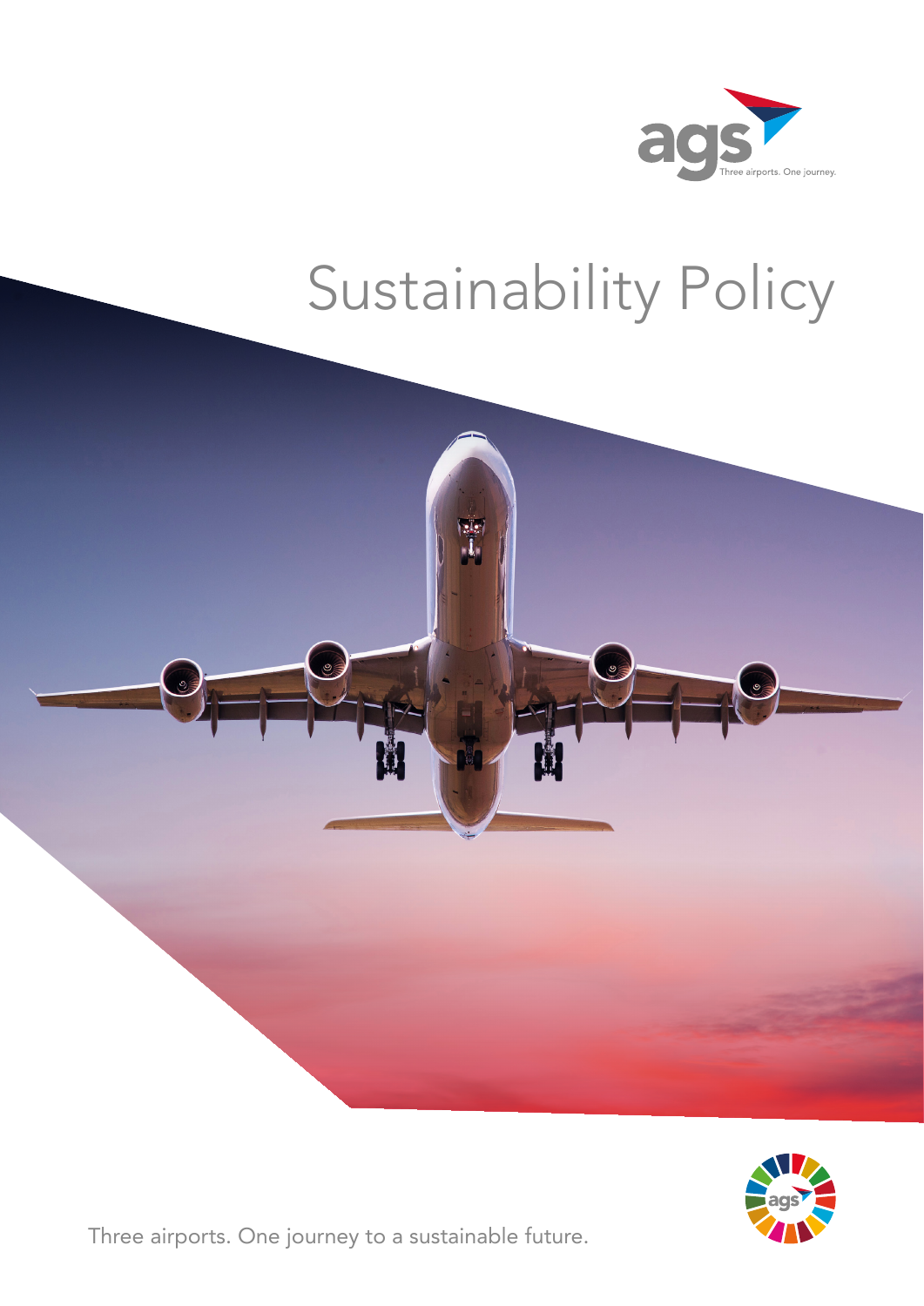ags

Three airports. One journey.

# Sustainability Policy

Three airports. One journey to a sustainable future.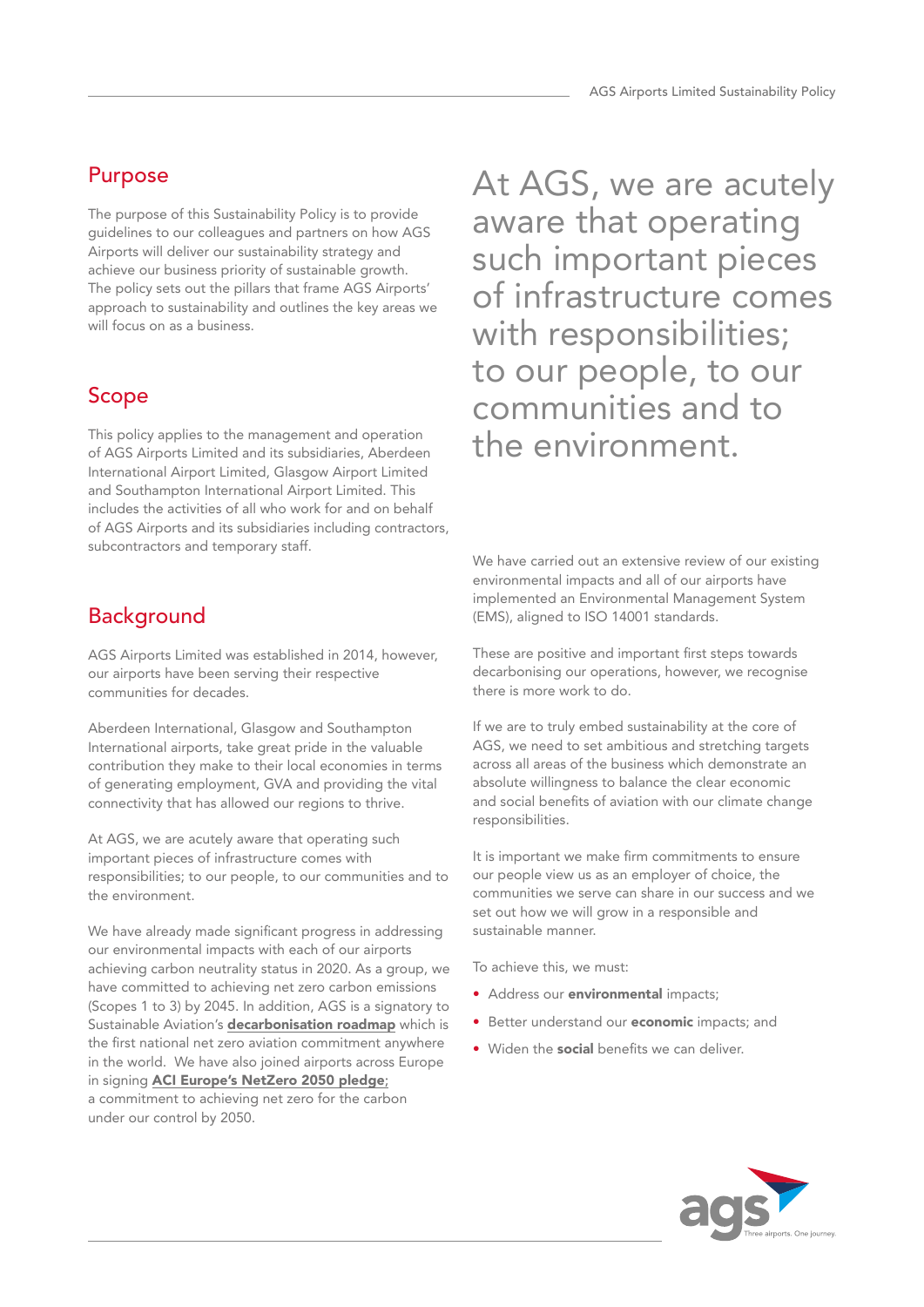## Purpose

The purpose of this Sustainability Policy is to provide guidelines to our colleagues and partners on how AGS Airports will deliver our sustainability strategy and achieve our business priority of sustainable growth. The policy sets out the pillars that frame AGS Airports' approach to sustainability and outlines the key areas we will focus on as a business.

## Scope

This policy applies to the management and operation of AGS Airports Limited and its subsidiaries, Aberdeen International Airport Limited, Glasgow Airport Limited and Southampton International Airport Limited. This includes the activities of all who work for and on behalf of AGS Airports and its subsidiaries including contractors, subcontractors and temporary staff.

## Background

AGS Airports Limited was established in 2014, however, our airports have been serving their respective communities for decades.

Aberdeen International, Glasgow and Southampton International airports, take great pride in the valuable contribution they make to their local economies in terms of generating employment, GVA and providing the vital connectivity that has allowed our regions to thrive.

At AGS, we are acutely aware that operating such important pieces of infrastructure comes with responsibilities; to our people, to our communities and to the environment.

We have already made significant progress in addressing our environmental impacts with each of our airports achieving carbon neutrality status in 2020. As a group, we have committed to achieving net zero carbon emissions (Scopes 1 to 3) by 2045. In addition, AGS is a signatory to Sustainable Aviation's **decarbonisation roadmap** which is the first national net zero aviation commitment anywhere in the world. We have also joined airports across Europe in signing **ACI Europe's NetZero 2050 pledge**; a commitment to achieving net zero for the carbon under our control by 2050.

> At AGS, we are acutely aware that operating such important pieces of infrastructure comes with responsibilities; to our people, to our communities and to the environment.

We have carried out an extensive review of our existing environmental impacts and all of our airports have implemented an Environmental Management System (EMS), aligned to ISO 14001 standards.

These are positive and important first steps towards decarbonising our operations, however, we recognise there is more work to do.

If we are to truly embed sustainability at the core of AGS, we need to set ambitious and stretching targets across all areas of the business which demonstrate an absolute willingness to balance the clear economic and social benefits of aviation with our climate change responsibilities.

It is important we make firm commitments to ensure our people view us as an employer of choice, the communities we serve can share in our success and we set out how we will grow in a responsible and sustainable manner.

To achieve this, we must:

- Address our **environmental** impacts;
- Better understand our **economic** impacts; and
- Widen the **social** benefits we can deliver.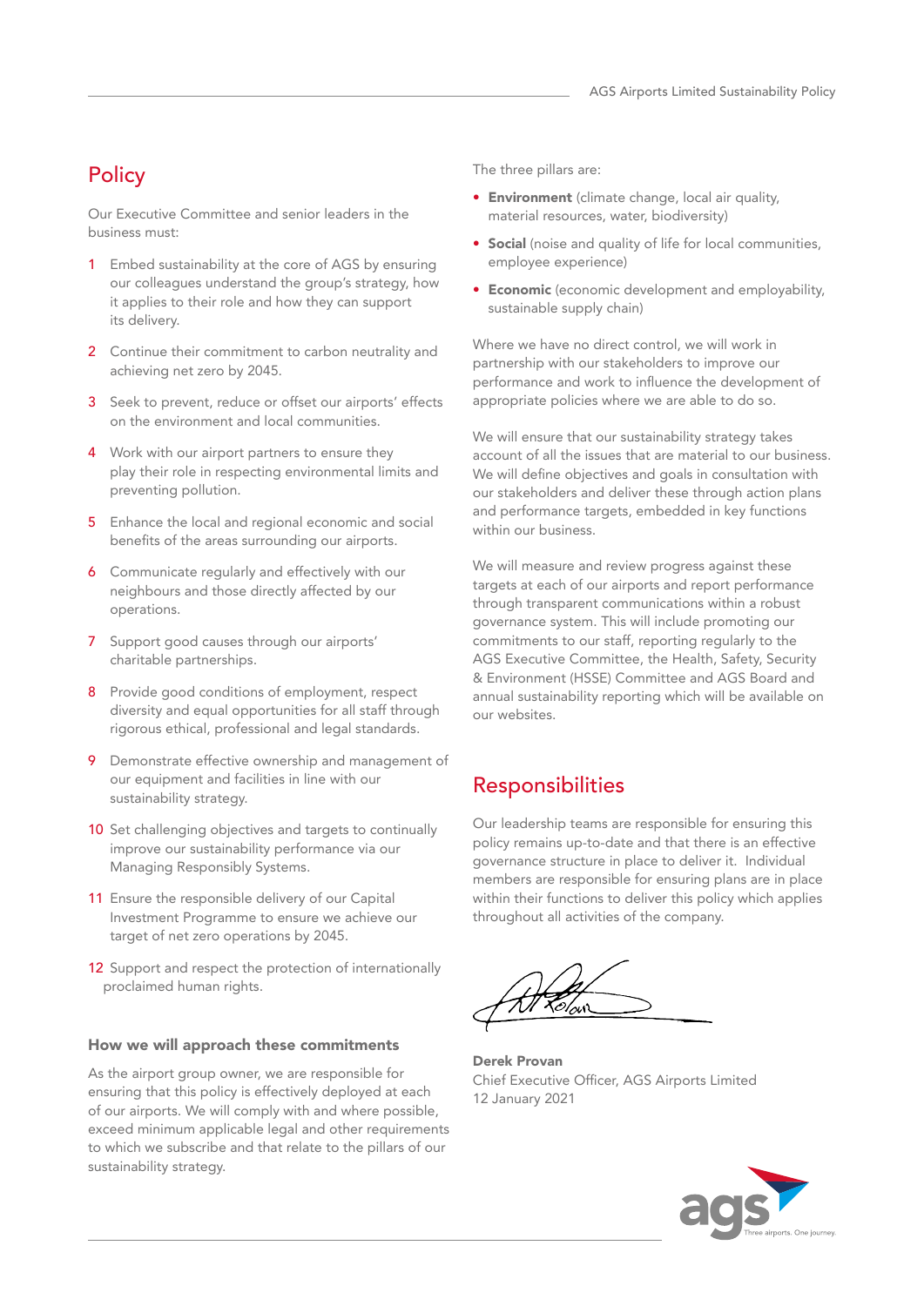## Policy

Our Executive Committee and senior leaders in the business must:

1. Embed sustainability at the core of AGS by ensuring our colleagues understand the group's strategy, how it applies to their role and how they can support its delivery.
2. Continue their commitment to carbon neutrality and achieving net zero by 2045.
3. Seek to prevent, reduce or offset our airports' effects on the environment and local communities.
4. Work with our airport partners to ensure they play their role in respecting environmental limits and preventing pollution.
5. Enhance the local and regional economic and social benefits of the areas surrounding our airports.
6. Communicate regularly and effectively with our neighbours and those directly affected by our operations.
7. Support good causes through our airports' charitable partnerships.
8. Provide good conditions of employment, respect diversity and equal opportunities for all staff through rigorous ethical, professional and legal standards.
9. Demonstrate effective ownership and management of our equipment and facilities in line with our sustainability strategy.
10. Set challenging objectives and targets to continually improve our sustainability performance via our Managing Responsibly Systems.
11. Ensure the responsible delivery of our Capital Investment Programme to ensure we achieve our target of net zero operations by 2045.
12. Support and respect the protection of internationally proclaimed human rights.

### How we will approach these commitments

As the airport group owner, we are responsible for ensuring that this policy is effectively deployed at each of our airports. We will comply with and where possible, exceed minimum applicable legal and other requirements to which we subscribe and that relate to the pillars of our sustainability strategy.

The three pillars are:

- **Environment** (climate change, local air quality, material resources, water, biodiversity)
- **Social** (noise and quality of life for local communities, employee experience)
- **Economic** (economic development and employability, sustainable supply chain)

Where we have no direct control, we will work in partnership with our stakeholders to improve our performance and work to influence the development of appropriate policies where we are able to do so.

We will ensure that our sustainability strategy takes account of all the issues that are material to our business. We will define objectives and goals in consultation with our stakeholders and deliver these through action plans and performance targets, embedded in key functions within our business.

We will measure and review progress against these targets at each of our airports and report performance through transparent communications within a robust governance system. This will include promoting our commitments to our staff, reporting regularly to the AGS Executive Committee, the Health, Safety, Security & Environment (HSSE) Committee and AGS Board and annual sustainability reporting which will be available on our websites.

## Responsibilities

Our leadership teams are responsible for ensuring this policy remains up-to-date and that there is an effective governance structure in place to deliver it. Individual members are responsible for ensuring plans are in place within their functions to deliver this policy which applies throughout all activities of the company.

**Derek Provan**
Chief Executive Officer, AGS Airports Limited
12 January 2021

ags
Three airports. One journey.